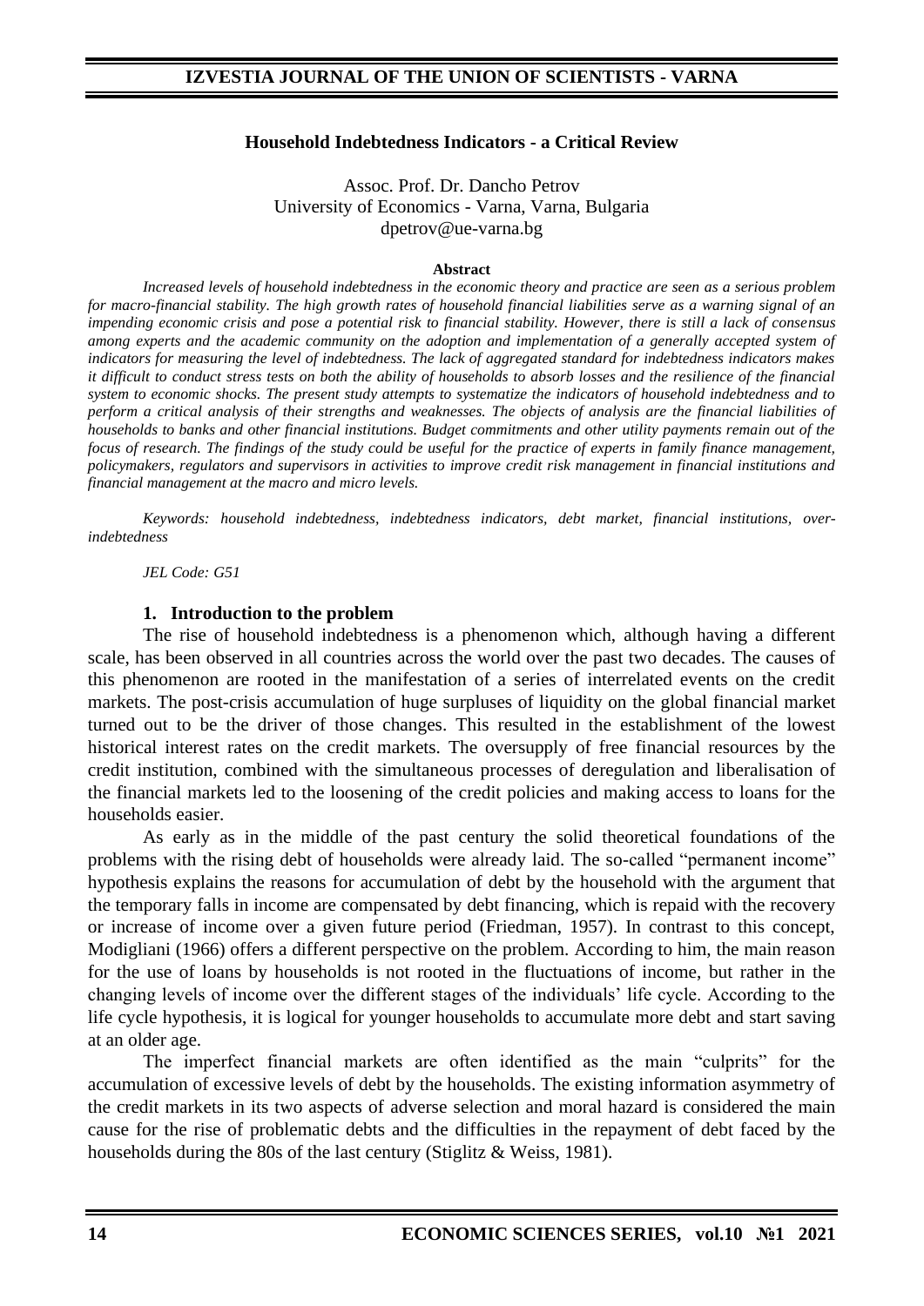# Household Indebtedness Indicators - a Critical Review

Assoc. Prof. Dr. Dancho Petrov
University of Economics - Varna, Varna, Bulgaria
dpetrov@ue-varna.bg

**Abstract**

*Increased levels of household indebtedness in the economic theory and practice are seen as a serious problem for macro-financial stability. The high growth rates of household financial liabilities serve as a warning signal of an impending economic crisis and pose a potential risk to financial stability. However, there is still a lack of consensus among experts and the academic community on the adoption and implementation of a generally accepted system of indicators for measuring the level of indebtedness. The lack of aggregated standard for indebtedness indicators makes it difficult to conduct stress tests on both the ability of households to absorb losses and the resilience of the financial system to economic shocks. The present study attempts to systematize the indicators of household indebtedness and to perform a critical analysis of their strengths and weaknesses. The objects of analysis are the financial liabilities of households to banks and other financial institutions. Budget commitments and other utility payments remain out of the focus of research. The findings of the study could be useful for the practice of experts in family finance management, policymakers, regulators and supervisors in activities to improve credit risk management in financial institutions and financial management at the macro and micro levels.*

*Keywords: household indebtedness, indebtedness indicators, debt market, financial institutions, over-indebtedness*

*JEL Code: G51*

## 1. Introduction to the problem

The rise of household indebtedness is a phenomenon which, although having a different scale, has been observed in all countries across the world over the past two decades. The causes of this phenomenon are rooted in the manifestation of a series of interrelated events on the credit markets. The post-crisis accumulation of huge surpluses of liquidity on the global financial market turned out to be the driver of those changes. This resulted in the establishment of the lowest historical interest rates on the credit markets. The oversupply of free financial resources by the credit institution, combined with the simultaneous processes of deregulation and liberalisation of the financial markets led to the loosening of the credit policies and making access to loans for the households easier.

As early as in the middle of the past century the solid theoretical foundations of the problems with the rising debt of households were already laid. The so-called "permanent income" hypothesis explains the reasons for accumulation of debt by the household with the argument that the temporary falls in income are compensated by debt financing, which is repaid with the recovery or increase of income over a given future period (Friedman, 1957). In contrast to this concept, Modigliani (1966) offers a different perspective on the problem. According to him, the main reason for the use of loans by households is not rooted in the fluctuations of income, but rather in the changing levels of income over the different stages of the individuals' life cycle. According to the life cycle hypothesis, it is logical for younger households to accumulate more debt and start saving at an older age.

The imperfect financial markets are often identified as the main "culprits" for the accumulation of excessive levels of debt by the households. The existing information asymmetry of the credit markets in its two aspects of adverse selection and moral hazard is considered the main cause for the rise of problematic debts and the difficulties in the repayment of debt faced by the households during the 80s of the last century (Stiglitz & Weiss, 1981).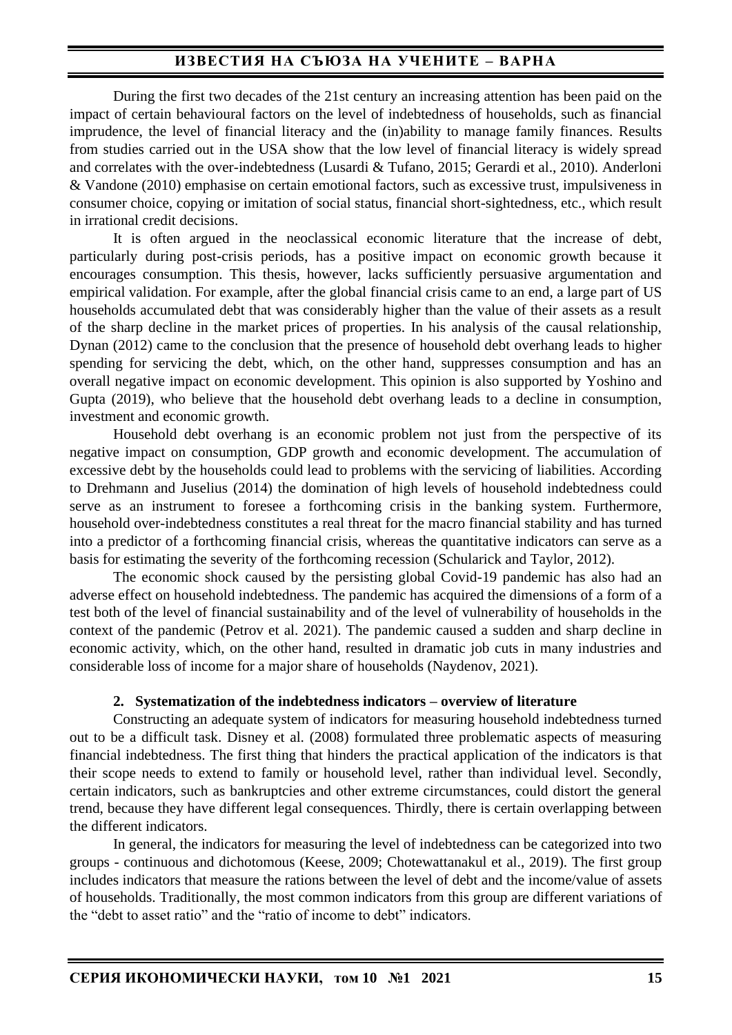During the first two decades of the 21st century an increasing attention has been paid on the impact of certain behavioural factors on the level of indebtedness of households, such as financial imprudence, the level of financial literacy and the (in)ability to manage family finances. Results from studies carried out in the USA show that the low level of financial literacy is widely spread and correlates with the over-indebtedness (Lusardi & Tufano, 2015; Gerardi et al., 2010). Anderloni & Vandone (2010) emphasise on certain emotional factors, such as excessive trust, impulsiveness in consumer choice, copying or imitation of social status, financial short-sightedness, etc., which result in irrational credit decisions.

It is often argued in the neoclassical economic literature that the increase of debt, particularly during post-crisis periods, has a positive impact on economic growth because it encourages consumption. This thesis, however, lacks sufficiently persuasive argumentation and empirical validation. For example, after the global financial crisis came to an end, a large part of US households accumulated debt that was considerably higher than the value of their assets as a result of the sharp decline in the market prices of properties. In his analysis of the causal relationship, Dynan (2012) came to the conclusion that the presence of household debt overhang leads to higher spending for servicing the debt, which, on the other hand, suppresses consumption and has an overall negative impact on economic development. This opinion is also supported by Yoshino and Gupta (2019), who believe that the household debt overhang leads to a decline in consumption, investment and economic growth.

Household debt overhang is an economic problem not just from the perspective of its negative impact on consumption, GDP growth and economic development. The accumulation of excessive debt by the households could lead to problems with the servicing of liabilities. According to Drehmann and Juselius (2014) the domination of high levels of household indebtedness could serve as an instrument to foresee a forthcoming crisis in the banking system. Furthermore, household over-indebtedness constitutes a real threat for the macro financial stability and has turned into a predictor of a forthcoming financial crisis, whereas the quantitative indicators can serve as a basis for estimating the severity of the forthcoming recession (Schularick and Taylor, 2012).

The economic shock caused by the persisting global Covid-19 pandemic has also had an adverse effect on household indebtedness. The pandemic has acquired the dimensions of a form of a test both of the level of financial sustainability and of the level of vulnerability of households in the context of the pandemic (Petrov et al. 2021). The pandemic caused a sudden and sharp decline in economic activity, which, on the other hand, resulted in dramatic job cuts in many industries and considerable loss of income for a major share of households (Naydenov, 2021).

## 2. Systematization of the indebtedness indicators – overview of literature

Constructing an adequate system of indicators for measuring household indebtedness turned out to be a difficult task. Disney et al. (2008) formulated three problematic aspects of measuring financial indebtedness. The first thing that hinders the practical application of the indicators is that their scope needs to extend to family or household level, rather than individual level. Secondly, certain indicators, such as bankruptcies and other extreme circumstances, could distort the general trend, because they have different legal consequences. Thirdly, there is certain overlapping between the different indicators.

In general, the indicators for measuring the level of indebtedness can be categorized into two groups - continuous and dichotomous (Keese, 2009; Chotewattanakul et al., 2019). The first group includes indicators that measure the rations between the level of debt and the income/value of assets of households. Traditionally, the most common indicators from this group are different variations of the "debt to asset ratio" and the "ratio of income to debt" indicators.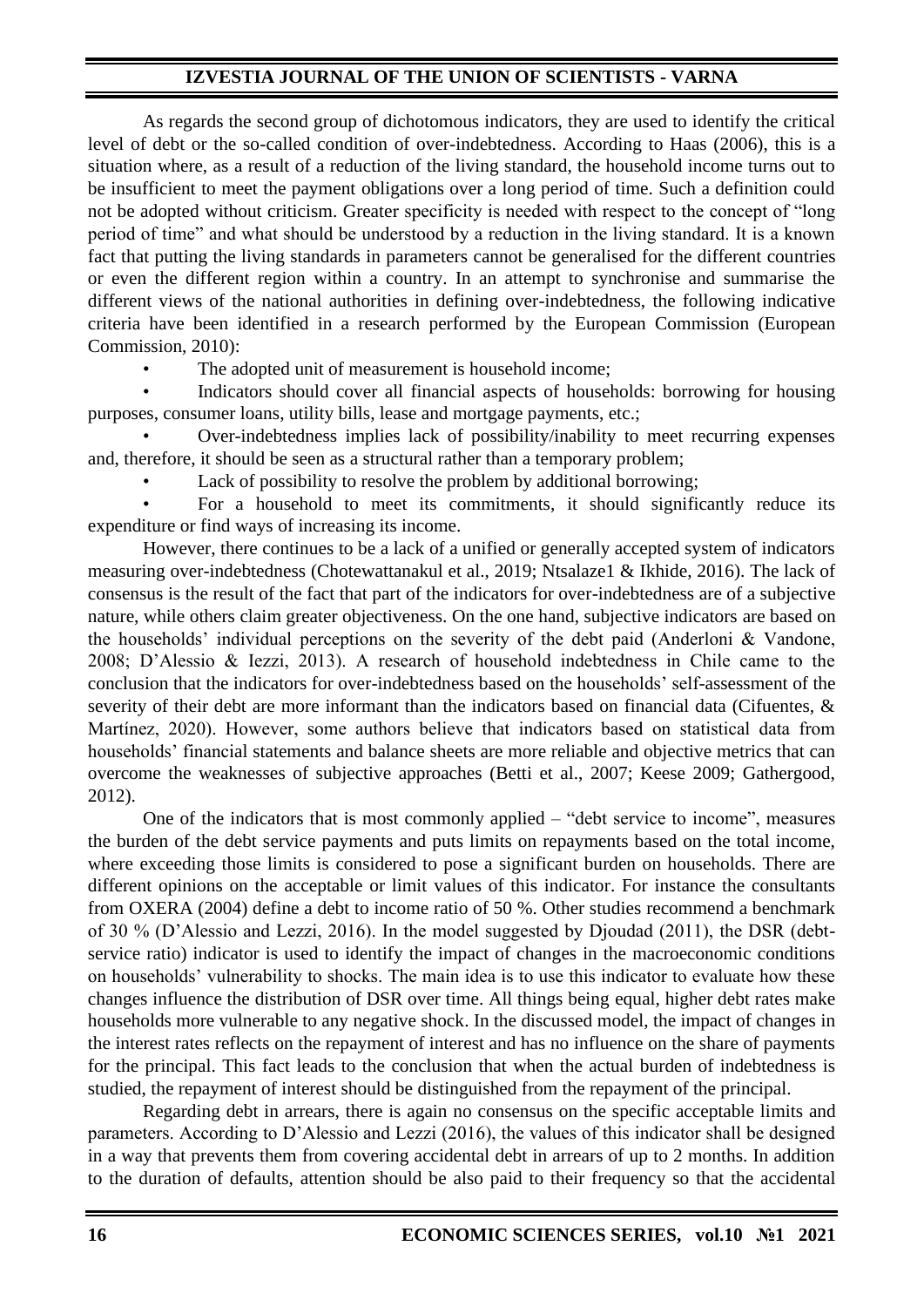As regards the second group of dichotomous indicators, they are used to identify the critical level of debt or the so-called condition of over-indebtedness. According to Haas (2006), this is a situation where, as a result of a reduction of the living standard, the household income turns out to be insufficient to meet the payment obligations over a long period of time. Such a definition could not be adopted without criticism. Greater specificity is needed with respect to the concept of "long period of time" and what should be understood by a reduction in the living standard. It is a known fact that putting the living standards in parameters cannot be generalised for the different countries or even the different region within a country. In an attempt to synchronise and summarise the different views of the national authorities in defining over-indebtedness, the following indicative criteria have been identified in a research performed by the European Commission (European Commission, 2010):

- The adopted unit of measurement is household income;
- Indicators should cover all financial aspects of households: borrowing for housing purposes, consumer loans, utility bills, lease and mortgage payments, etc.;
- Over-indebtedness implies lack of possibility/inability to meet recurring expenses and, therefore, it should be seen as a structural rather than a temporary problem;
- Lack of possibility to resolve the problem by additional borrowing;
- For a household to meet its commitments, it should significantly reduce its expenditure or find ways of increasing its income.

However, there continues to be a lack of a unified or generally accepted system of indicators measuring over-indebtedness (Chotewattanakul et al., 2019; Ntsalaze1 & Ikhide, 2016). The lack of consensus is the result of the fact that part of the indicators for over-indebtedness are of a subjective nature, while others claim greater objectiveness. On the one hand, subjective indicators are based on the households' individual perceptions on the severity of the debt paid (Anderloni & Vandone, 2008; D'Alessio & Iezzi, 2013). A research of household indebtedness in Chile came to the conclusion that the indicators for over-indebtedness based on the households' self-assessment of the severity of their debt are more informant than the indicators based on financial data (Cifuentes, & Martínez, 2020). However, some authors believe that indicators based on statistical data from households' financial statements and balance sheets are more reliable and objective metrics that can overcome the weaknesses of subjective approaches (Betti et al., 2007; Keese 2009; Gathergood, 2012).

One of the indicators that is most commonly applied – "debt service to income", measures the burden of the debt service payments and puts limits on repayments based on the total income, where exceeding those limits is considered to pose a significant burden on households. There are different opinions on the acceptable or limit values of this indicator. For instance the consultants from OXERA (2004) define a debt to income ratio of 50 %. Other studies recommend a benchmark of 30 % (D'Alessio and Lezzi, 2016). In the model suggested by Djoudad (2011), the DSR (debt-service ratio) indicator is used to identify the impact of changes in the macroeconomic conditions on households' vulnerability to shocks. The main idea is to use this indicator to evaluate how these changes influence the distribution of DSR over time. All things being equal, higher debt rates make households more vulnerable to any negative shock. In the discussed model, the impact of changes in the interest rates reflects on the repayment of interest and has no influence on the share of payments for the principal. This fact leads to the conclusion that when the actual burden of indebtedness is studied, the repayment of interest should be distinguished from the repayment of the principal.

Regarding debt in arrears, there is again no consensus on the specific acceptable limits and parameters. According to D'Alessio and Lezzi (2016), the values of this indicator shall be designed in a way that prevents them from covering accidental debt in arrears of up to 2 months. In addition to the duration of defaults, attention should be also paid to their frequency so that the accidental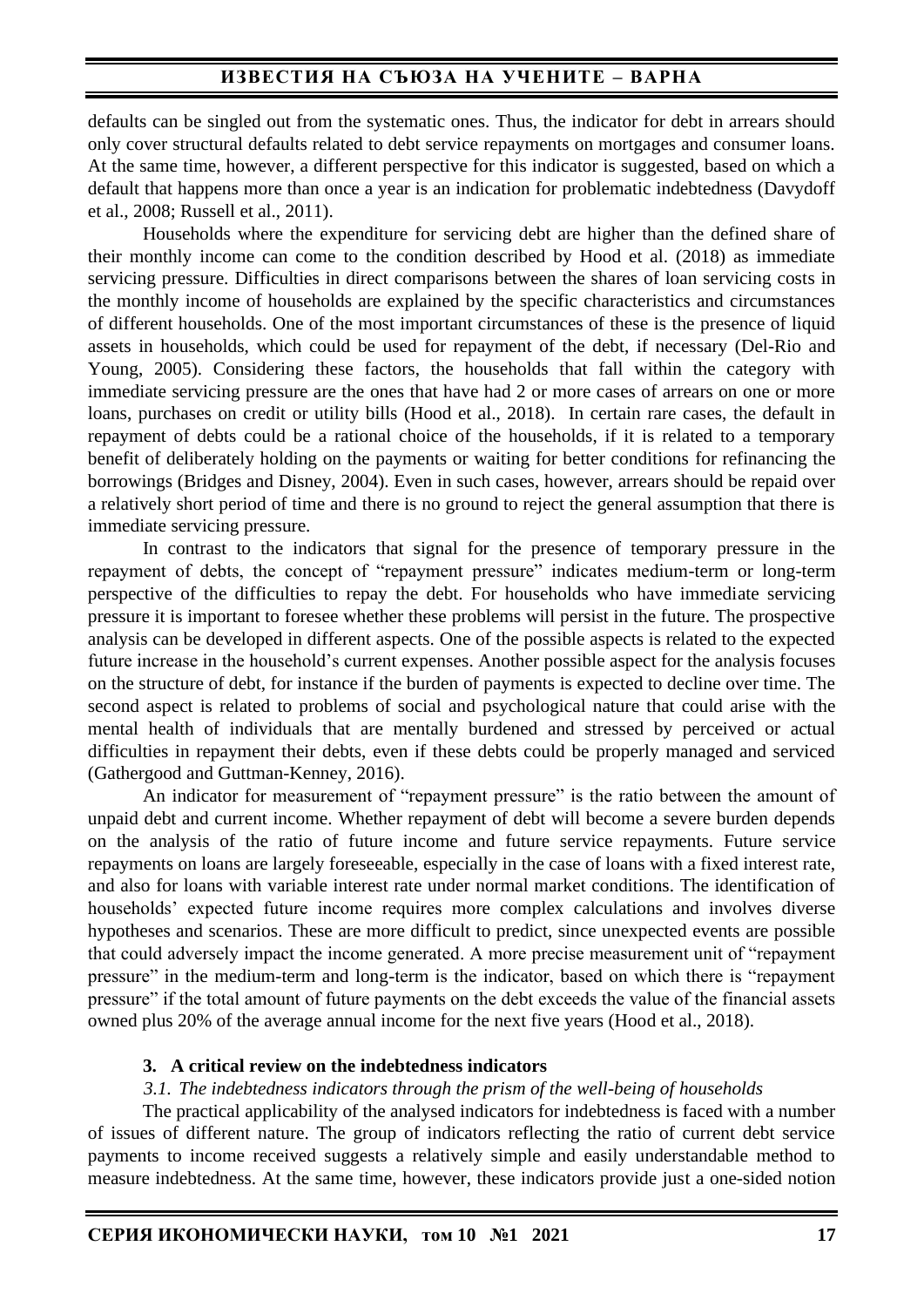defaults can be singled out from the systematic ones. Thus, the indicator for debt in arrears should only cover structural defaults related to debt service repayments on mortgages and consumer loans. At the same time, however, a different perspective for this indicator is suggested, based on which a default that happens more than once a year is an indication for problematic indebtedness (Davydoff et al., 2008; Russell et al., 2011).

Households where the expenditure for servicing debt are higher than the defined share of their monthly income can come to the condition described by Hood et al. (2018) as immediate servicing pressure. Difficulties in direct comparisons between the shares of loan servicing costs in the monthly income of households are explained by the specific characteristics and circumstances of different households. One of the most important circumstances of these is the presence of liquid assets in households, which could be used for repayment of the debt, if necessary (Del-Rio and Young, 2005). Considering these factors, the households that fall within the category with immediate servicing pressure are the ones that have had 2 or more cases of arrears on one or more loans, purchases on credit or utility bills (Hood et al., 2018). In certain rare cases, the default in repayment of debts could be a rational choice of the households, if it is related to a temporary benefit of deliberately holding on the payments or waiting for better conditions for refinancing the borrowings (Bridges and Disney, 2004). Even in such cases, however, arrears should be repaid over a relatively short period of time and there is no ground to reject the general assumption that there is immediate servicing pressure.

In contrast to the indicators that signal for the presence of temporary pressure in the repayment of debts, the concept of "repayment pressure" indicates medium-term or long-term perspective of the difficulties to repay the debt. For households who have immediate servicing pressure it is important to foresee whether these problems will persist in the future. The prospective analysis can be developed in different aspects. One of the possible aspects is related to the expected future increase in the household's current expenses. Another possible aspect for the analysis focuses on the structure of debt, for instance if the burden of payments is expected to decline over time. The second aspect is related to problems of social and psychological nature that could arise with the mental health of individuals that are mentally burdened and stressed by perceived or actual difficulties in repayment their debts, even if these debts could be properly managed and serviced (Gathergood and Guttman-Kenney, 2016).

An indicator for measurement of "repayment pressure" is the ratio between the amount of unpaid debt and current income. Whether repayment of debt will become a severe burden depends on the analysis of the ratio of future income and future service repayments. Future service repayments on loans are largely foreseeable, especially in the case of loans with a fixed interest rate, and also for loans with variable interest rate under normal market conditions. The identification of households' expected future income requires more complex calculations and involves diverse hypotheses and scenarios. These are more difficult to predict, since unexpected events are possible that could adversely impact the income generated. A more precise measurement unit of "repayment pressure" in the medium-term and long-term is the indicator, based on which there is "repayment pressure" if the total amount of future payments on the debt exceeds the value of the financial assets owned plus 20% of the average annual income for the next five years (Hood et al., 2018).

## 3. A critical review on the indebtedness indicators

### *3.1. The indebtedness indicators through the prism of the well-being of households*

The practical applicability of the analysed indicators for indebtedness is faced with a number of issues of different nature. The group of indicators reflecting the ratio of current debt service payments to income received suggests a relatively simple and easily understandable method to measure indebtedness. At the same time, however, these indicators provide just a one-sided notion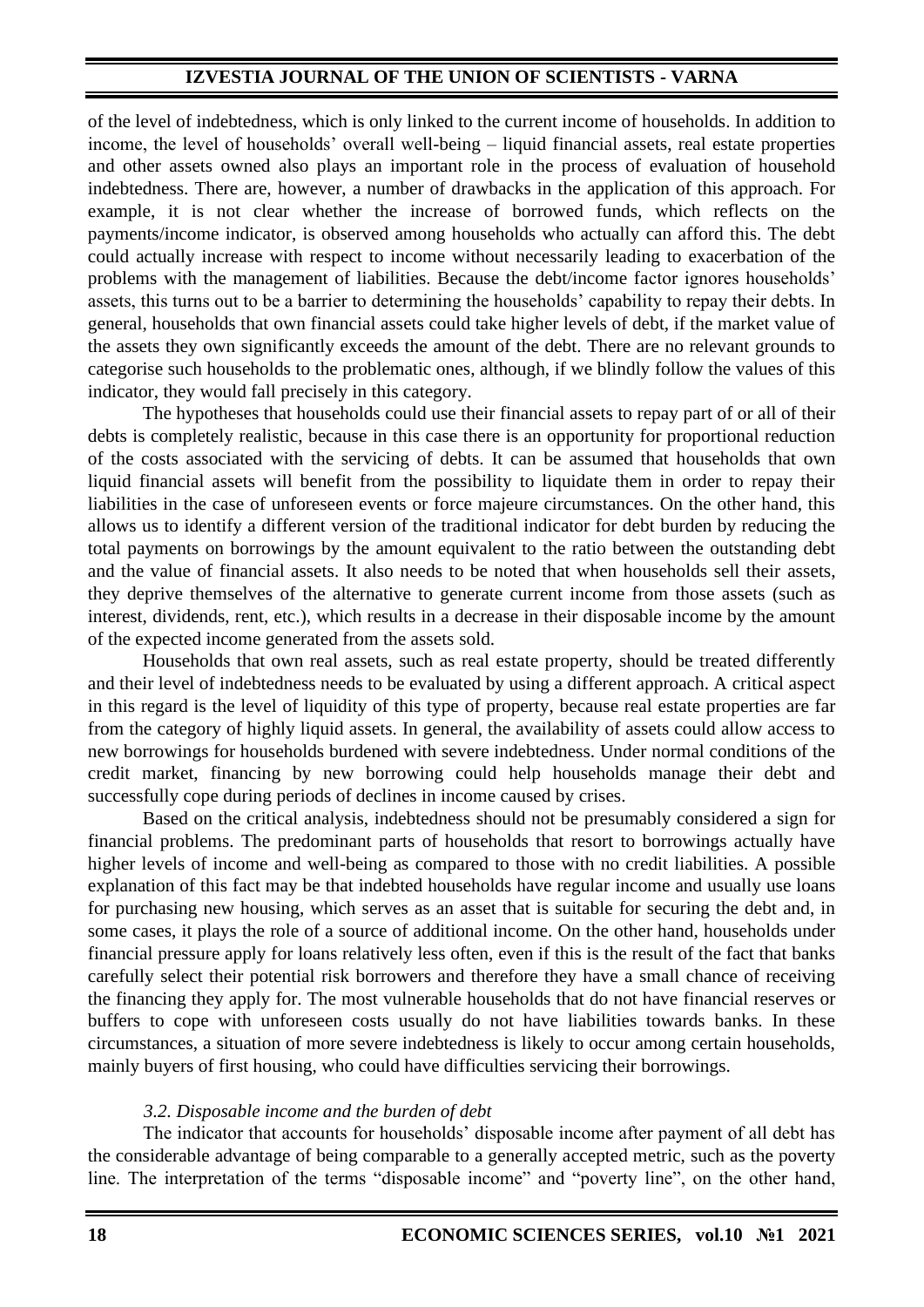of the level of indebtedness, which is only linked to the current income of households. In addition to income, the level of households' overall well-being – liquid financial assets, real estate properties and other assets owned also plays an important role in the process of evaluation of household indebtedness. There are, however, a number of drawbacks in the application of this approach. For example, it is not clear whether the increase of borrowed funds, which reflects on the payments/income indicator, is observed among households who actually can afford this. The debt could actually increase with respect to income without necessarily leading to exacerbation of the problems with the management of liabilities. Because the debt/income factor ignores households' assets, this turns out to be a barrier to determining the households' capability to repay their debts. In general, households that own financial assets could take higher levels of debt, if the market value of the assets they own significantly exceeds the amount of the debt. There are no relevant grounds to categorise such households to the problematic ones, although, if we blindly follow the values of this indicator, they would fall precisely in this category.

The hypotheses that households could use their financial assets to repay part of or all of their debts is completely realistic, because in this case there is an opportunity for proportional reduction of the costs associated with the servicing of debts. It can be assumed that households that own liquid financial assets will benefit from the possibility to liquidate them in order to repay their liabilities in the case of unforeseen events or force majeure circumstances. On the other hand, this allows us to identify a different version of the traditional indicator for debt burden by reducing the total payments on borrowings by the amount equivalent to the ratio between the outstanding debt and the value of financial assets. It also needs to be noted that when households sell their assets, they deprive themselves of the alternative to generate current income from those assets (such as interest, dividends, rent, etc.), which results in a decrease in their disposable income by the amount of the expected income generated from the assets sold.

Households that own real assets, such as real estate property, should be treated differently and their level of indebtedness needs to be evaluated by using a different approach. A critical aspect in this regard is the level of liquidity of this type of property, because real estate properties are far from the category of highly liquid assets. In general, the availability of assets could allow access to new borrowings for households burdened with severe indebtedness. Under normal conditions of the credit market, financing by new borrowing could help households manage their debt and successfully cope during periods of declines in income caused by crises.

Based on the critical analysis, indebtedness should not be presumably considered a sign for financial problems. The predominant parts of households that resort to borrowings actually have higher levels of income and well-being as compared to those with no credit liabilities. A possible explanation of this fact may be that indebted households have regular income and usually use loans for purchasing new housing, which serves as an asset that is suitable for securing the debt and, in some cases, it plays the role of a source of additional income. On the other hand, households under financial pressure apply for loans relatively less often, even if this is the result of the fact that banks carefully select their potential risk borrowers and therefore they have a small chance of receiving the financing they apply for. The most vulnerable households that do not have financial reserves or buffers to cope with unforeseen costs usually do not have liabilities towards banks. In these circumstances, a situation of more severe indebtedness is likely to occur among certain households, mainly buyers of first housing, who could have difficulties servicing their borrowings.

### *3.2. Disposable income and the burden of debt*

The indicator that accounts for households' disposable income after payment of all debt has the considerable advantage of being comparable to a generally accepted metric, such as the poverty line. The interpretation of the terms "disposable income" and "poverty line", on the other hand,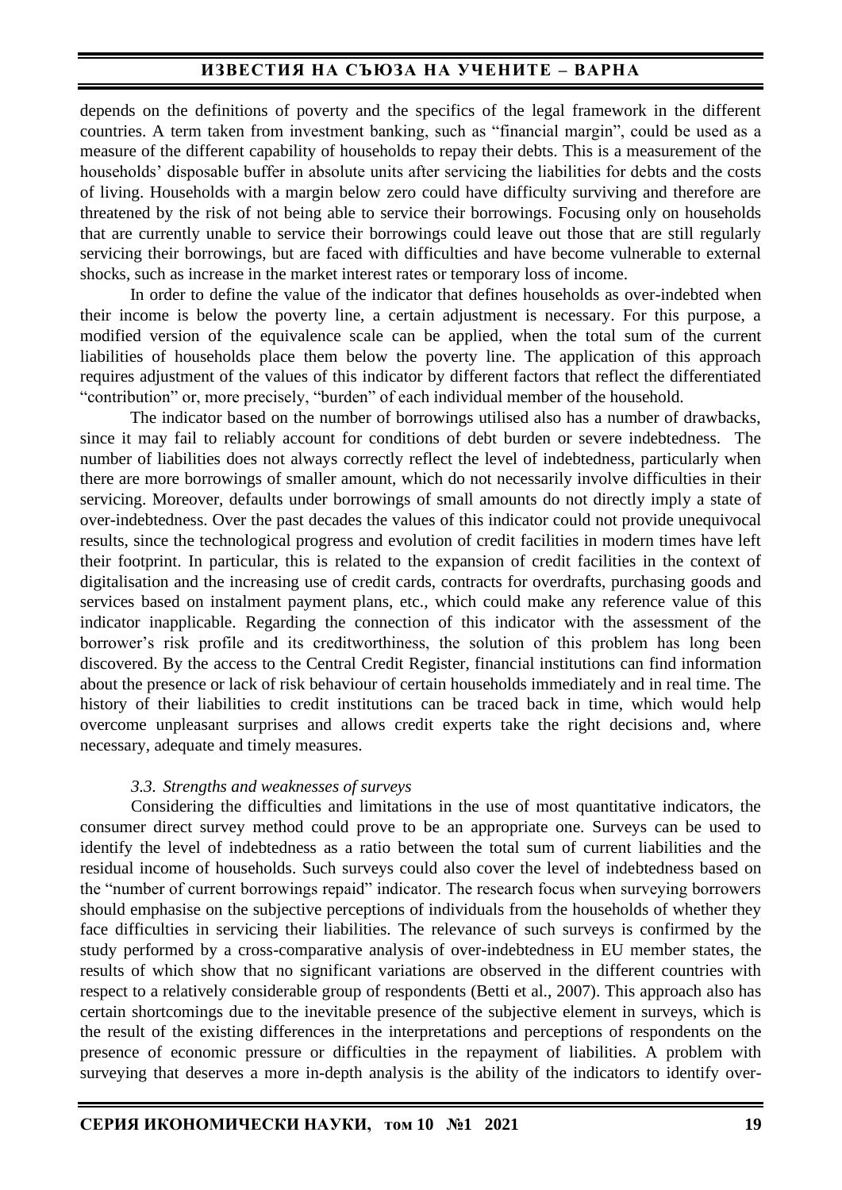depends on the definitions of poverty and the specifics of the legal framework in the different countries. A term taken from investment banking, such as "financial margin", could be used as a measure of the different capability of households to repay their debts. This is a measurement of the households' disposable buffer in absolute units after servicing the liabilities for debts and the costs of living. Households with a margin below zero could have difficulty surviving and therefore are threatened by the risk of not being able to service their borrowings. Focusing only on households that are currently unable to service their borrowings could leave out those that are still regularly servicing their borrowings, but are faced with difficulties and have become vulnerable to external shocks, such as increase in the market interest rates or temporary loss of income.

In order to define the value of the indicator that defines households as over-indebted when their income is below the poverty line, a certain adjustment is necessary. For this purpose, a modified version of the equivalence scale can be applied, when the total sum of the current liabilities of households place them below the poverty line. The application of this approach requires adjustment of the values of this indicator by different factors that reflect the differentiated "contribution" or, more precisely, "burden" of each individual member of the household.

The indicator based on the number of borrowings utilised also has a number of drawbacks, since it may fail to reliably account for conditions of debt burden or severe indebtedness. The number of liabilities does not always correctly reflect the level of indebtedness, particularly when there are more borrowings of smaller amount, which do not necessarily involve difficulties in their servicing. Moreover, defaults under borrowings of small amounts do not directly imply a state of over-indebtedness. Over the past decades the values of this indicator could not provide unequivocal results, since the technological progress and evolution of credit facilities in modern times have left their footprint. In particular, this is related to the expansion of credit facilities in the context of digitalisation and the increasing use of credit cards, contracts for overdrafts, purchasing goods and services based on instalment payment plans, etc., which could make any reference value of this indicator inapplicable. Regarding the connection of this indicator with the assessment of the borrower's risk profile and its creditworthiness, the solution of this problem has long been discovered. By the access to the Central Credit Register, financial institutions can find information about the presence or lack of risk behaviour of certain households immediately and in real time. The history of their liabilities to credit institutions can be traced back in time, which would help overcome unpleasant surprises and allows credit experts take the right decisions and, where necessary, adequate and timely measures.

### *3.3. Strengths and weaknesses of surveys*

Considering the difficulties and limitations in the use of most quantitative indicators, the consumer direct survey method could prove to be an appropriate one. Surveys can be used to identify the level of indebtedness as a ratio between the total sum of current liabilities and the residual income of households. Such surveys could also cover the level of indebtedness based on the "number of current borrowings repaid" indicator. The research focus when surveying borrowers should emphasise on the subjective perceptions of individuals from the households of whether they face difficulties in servicing their liabilities. The relevance of such surveys is confirmed by the study performed by a cross-comparative analysis of over-indebtedness in EU member states, the results of which show that no significant variations are observed in the different countries with respect to a relatively considerable group of respondents (Betti et al., 2007). This approach also has certain shortcomings due to the inevitable presence of the subjective element in surveys, which is the result of the existing differences in the interpretations and perceptions of respondents on the presence of economic pressure or difficulties in the repayment of liabilities. A problem with surveying that deserves a more in-depth analysis is the ability of the indicators to identify over-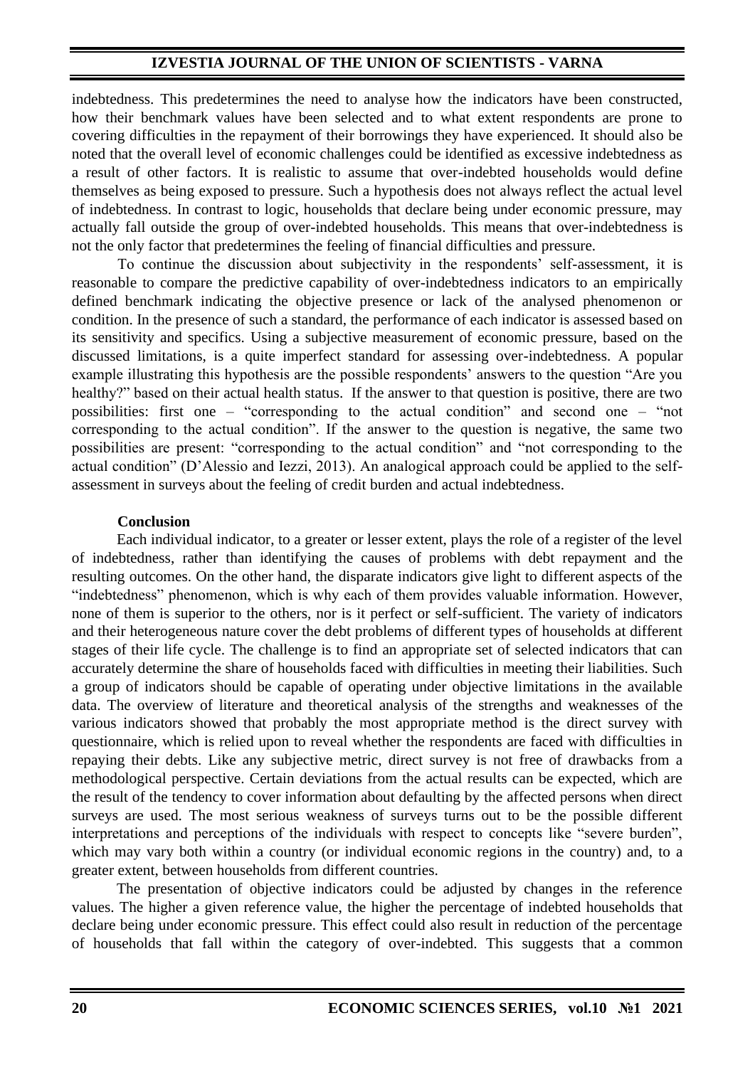indebtedness. This predetermines the need to analyse how the indicators have been constructed, how their benchmark values have been selected and to what extent respondents are prone to covering difficulties in the repayment of their borrowings they have experienced. It should also be noted that the overall level of economic challenges could be identified as excessive indebtedness as a result of other factors. It is realistic to assume that over-indebted households would define themselves as being exposed to pressure. Such a hypothesis does not always reflect the actual level of indebtedness. In contrast to logic, households that declare being under economic pressure, may actually fall outside the group of over-indebted households. This means that over-indebtedness is not the only factor that predetermines the feeling of financial difficulties and pressure.

To continue the discussion about subjectivity in the respondents' self-assessment, it is reasonable to compare the predictive capability of over-indebtedness indicators to an empirically defined benchmark indicating the objective presence or lack of the analysed phenomenon or condition. In the presence of such a standard, the performance of each indicator is assessed based on its sensitivity and specifics. Using a subjective measurement of economic pressure, based on the discussed limitations, is a quite imperfect standard for assessing over-indebtedness. A popular example illustrating this hypothesis are the possible respondents' answers to the question "Are you healthy?" based on their actual health status. If the answer to that question is positive, there are two possibilities: first one – "corresponding to the actual condition" and second one – "not corresponding to the actual condition". If the answer to the question is negative, the same two possibilities are present: "corresponding to the actual condition" and "not corresponding to the actual condition" (D'Alessio and Iezzi, 2013). An analogical approach could be applied to the self-assessment in surveys about the feeling of credit burden and actual indebtedness.

## Conclusion

Each individual indicator, to a greater or lesser extent, plays the role of a register of the level of indebtedness, rather than identifying the causes of problems with debt repayment and the resulting outcomes. On the other hand, the disparate indicators give light to different aspects of the "indebtedness" phenomenon, which is why each of them provides valuable information. However, none of them is superior to the others, nor is it perfect or self-sufficient. The variety of indicators and their heterogeneous nature cover the debt problems of different types of households at different stages of their life cycle. The challenge is to find an appropriate set of selected indicators that can accurately determine the share of households faced with difficulties in meeting their liabilities. Such a group of indicators should be capable of operating under objective limitations in the available data. The overview of literature and theoretical analysis of the strengths and weaknesses of the various indicators showed that probably the most appropriate method is the direct survey with questionnaire, which is relied upon to reveal whether the respondents are faced with difficulties in repaying their debts. Like any subjective metric, direct survey is not free of drawbacks from a methodological perspective. Certain deviations from the actual results can be expected, which are the result of the tendency to cover information about defaulting by the affected persons when direct surveys are used. The most serious weakness of surveys turns out to be the possible different interpretations and perceptions of the individuals with respect to concepts like "severe burden", which may vary both within a country (or individual economic regions in the country) and, to a greater extent, between households from different countries.

The presentation of objective indicators could be adjusted by changes in the reference values. The higher a given reference value, the higher the percentage of indebted households that declare being under economic pressure. This effect could also result in reduction of the percentage of households that fall within the category of over-indebted. This suggests that a common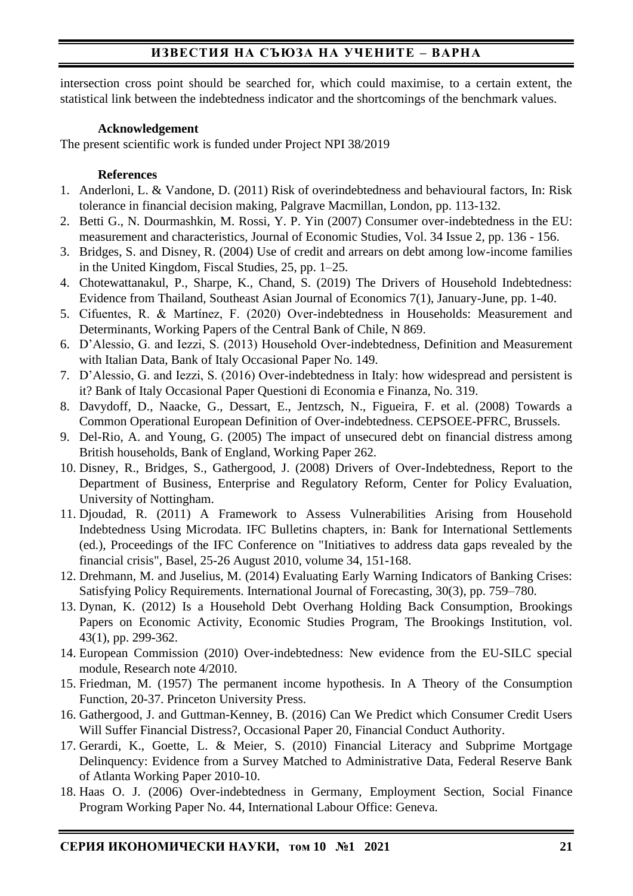intersection cross point should be searched for, which could maximise, to a certain extent, the statistical link between the indebtedness indicator and the shortcomings of the benchmark values.

**Acknowledgement**

The present scientific work is funded under Project NPI 38/2019

**References**

1. Anderloni, L. & Vandone, D. (2011) Risk of overindebtedness and behavioural factors, In: Risk tolerance in financial decision making, Palgrave Macmillan, London, pp. 113-132.
2. Betti G., N. Dourmashkin, M. Rossi, Y. P. Yin (2007) Consumer over-indebtedness in the EU: measurement and characteristics, Journal of Economic Studies, Vol. 34 Issue 2, pp. 136 - 156.
3. Bridges, S. and Disney, R. (2004) Use of credit and arrears on debt among low-income families in the United Kingdom, Fiscal Studies, 25, pp. 1–25.
4. Chotewattanakul, P., Sharpe, K., Chand, S. (2019) The Drivers of Household Indebtedness: Evidence from Thailand, Southeast Asian Journal of Economics 7(1), January-June, pp. 1-40.
5. Cifuentes, R. & Martínez, F. (2020) Over-indebtedness in Households: Measurement and Determinants, Working Papers of the Central Bank of Chile, N 869.
6. D'Alessio, G. and Iezzi, S. (2013) Household Over-indebtedness, Definition and Measurement with Italian Data, Bank of Italy Occasional Paper No. 149.
7. D'Alessio, G. and Iezzi, S. (2016) Over-indebtedness in Italy: how widespread and persistent is it? Bank of Italy Occasional Paper Questioni di Economia e Finanza, No. 319.
8. Davydoff, D., Naacke, G., Dessart, E., Jentzsch, N., Figueira, F. et al. (2008) Towards a Common Operational European Definition of Over-indebtedness. CEPSOEE-PFRC, Brussels.
9. Del-Rio, A. and Young, G. (2005) The impact of unsecured debt on financial distress among British households, Bank of England, Working Paper 262.
10. Disney, R., Bridges, S., Gathergood, J. (2008) Drivers of Over-Indebtedness, Report to the Department of Business, Enterprise and Regulatory Reform, Center for Policy Evaluation, University of Nottingham.
11. Djoudad, R. (2011) A Framework to Assess Vulnerabilities Arising from Household Indebtedness Using Microdata. IFC Bulletins chapters, in: Bank for International Settlements (ed.), Proceedings of the IFC Conference on "Initiatives to address data gaps revealed by the financial crisis", Basel, 25-26 August 2010, volume 34, 151-168.
12. Drehmann, M. and Juselius, M. (2014) Evaluating Early Warning Indicators of Banking Crises: Satisfying Policy Requirements. International Journal of Forecasting, 30(3), pp. 759–780.
13. Dynan, K. (2012) Is a Household Debt Overhang Holding Back Consumption, Brookings Papers on Economic Activity, Economic Studies Program, The Brookings Institution, vol. 43(1), pp. 299-362.
14. European Commission (2010) Over-indebtedness: New evidence from the EU-SILC special module, Research note 4/2010.
15. Friedman, M. (1957) The permanent income hypothesis. In A Theory of the Consumption Function, 20-37. Princeton University Press.
16. Gathergood, J. and Guttman-Kenney, B. (2016) Can We Predict which Consumer Credit Users Will Suffer Financial Distress?, Occasional Paper 20, Financial Conduct Authority.
17. Gerardi, K., Goette, L. & Meier, S. (2010) Financial Literacy and Subprime Mortgage Delinquency: Evidence from a Survey Matched to Administrative Data, Federal Reserve Bank of Atlanta Working Paper 2010-10.
18. Haas O. J. (2006) Over-indebtedness in Germany, Employment Section, Social Finance Program Working Paper No. 44, International Labour Office: Geneva.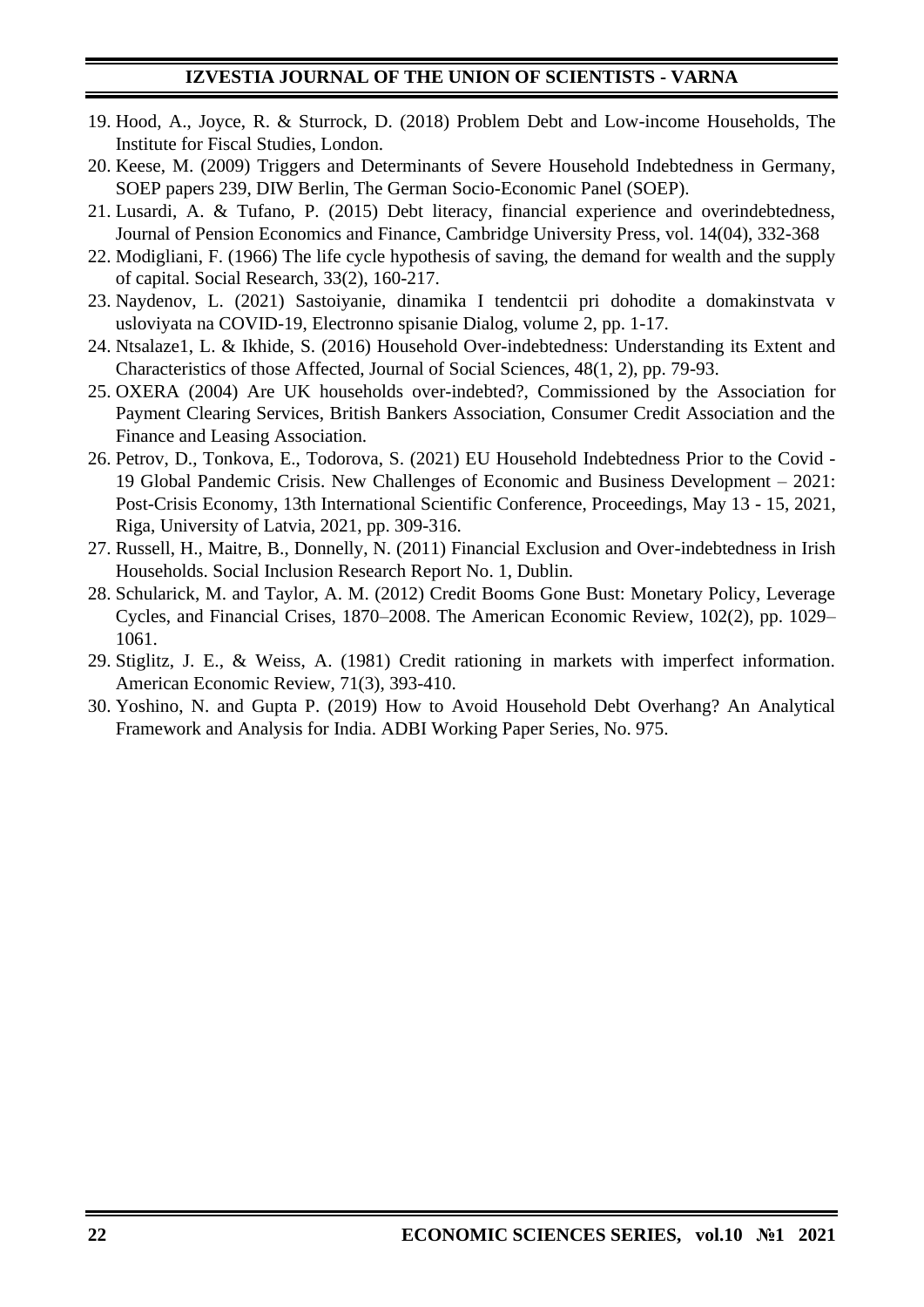19. Hood, A., Joyce, R. & Sturrock, D. (2018) Problem Debt and Low-income Households, The Institute for Fiscal Studies, London.
20. Keese, M. (2009) Triggers and Determinants of Severe Household Indebtedness in Germany, SOEP papers 239, DIW Berlin, The German Socio-Economic Panel (SOEP).
21. Lusardi, A. & Tufano, P. (2015) Debt literacy, financial experience and overindebtedness, Journal of Pension Economics and Finance, Cambridge University Press, vol. 14(04), 332-368
22. Modigliani, F. (1966) The life cycle hypothesis of saving, the demand for wealth and the supply of capital. Social Research, 33(2), 160-217.
23. Naydenov, L. (2021) Sastoiyanie, dinamika I tendentcii pri dohodite a domakinstvata v usloviyata na COVID-19, Electronno spisanie Dialog, volume 2, pp. 1-17.
24. Ntsalaze1, L. & Ikhide, S. (2016) Household Over-indebtedness: Understanding its Extent and Characteristics of those Affected, Journal of Social Sciences, 48(1, 2), pp. 79-93.
25. OXERA (2004) Are UK households over-indebted?, Commissioned by the Association for Payment Clearing Services, British Bankers Association, Consumer Credit Association and the Finance and Leasing Association.
26. Petrov, D., Tonkova, E., Todorova, S. (2021) EU Household Indebtedness Prior to the Covid - 19 Global Pandemic Crisis. New Challenges of Economic and Business Development – 2021: Post-Crisis Economy, 13th International Scientific Conference, Proceedings, May 13 - 15, 2021, Riga, University of Latvia, 2021, pp. 309-316.
27. Russell, H., Maitre, B., Donnelly, N. (2011) Financial Exclusion and Over-indebtedness in Irish Households. Social Inclusion Research Report No. 1, Dublin.
28. Schularick, M. and Taylor, A. M. (2012) Credit Booms Gone Bust: Monetary Policy, Leverage Cycles, and Financial Crises, 1870–2008. The American Economic Review, 102(2), pp. 1029–1061.
29. Stiglitz, J. E., & Weiss, A. (1981) Credit rationing in markets with imperfect information. American Economic Review, 71(3), 393-410.
30. Yoshino, N. and Gupta P. (2019) How to Avoid Household Debt Overhang? An Analytical Framework and Analysis for India. ADBI Working Paper Series, No. 975.